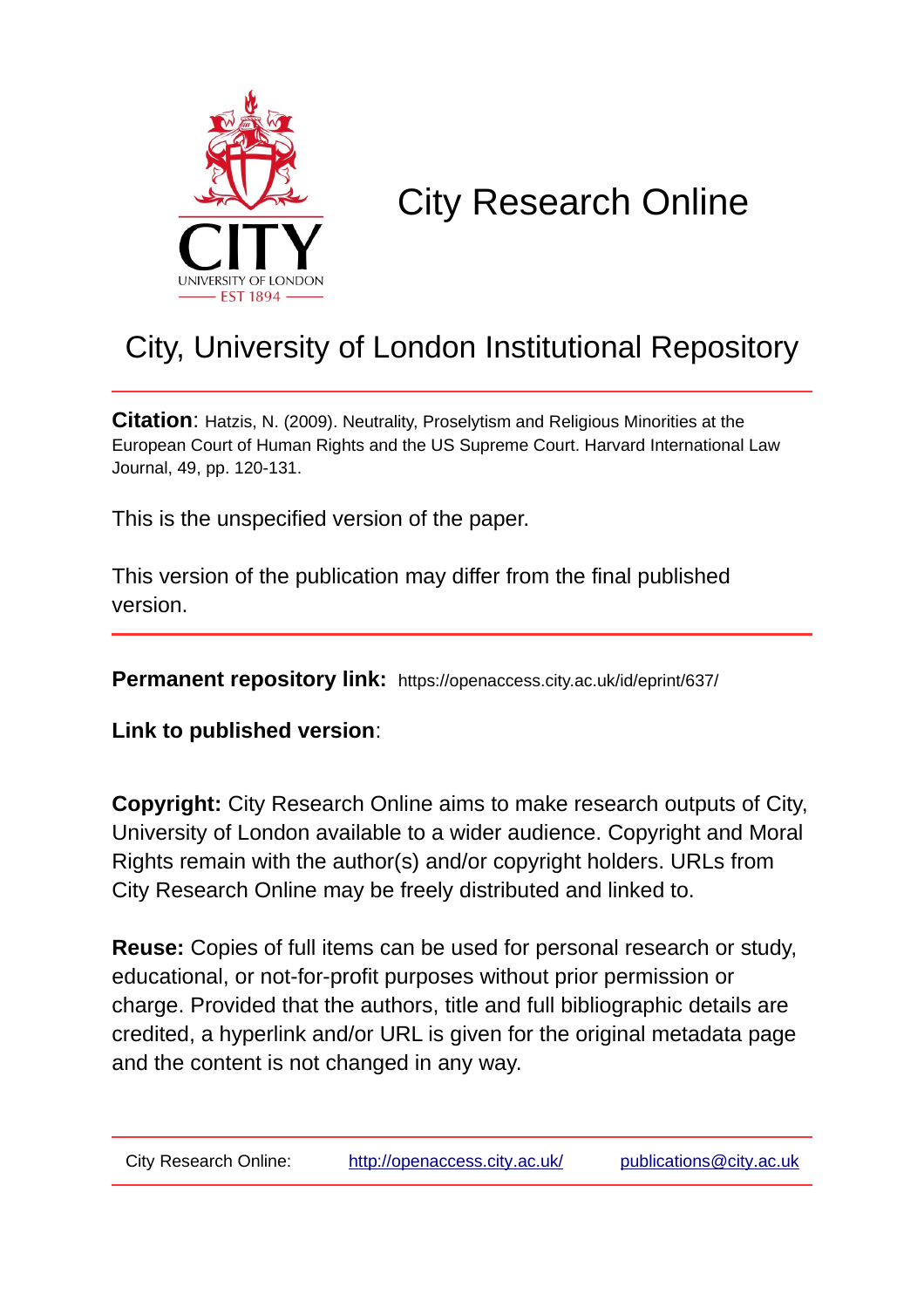# City Research Online

## City, University of London Institutional Repository

**Citation**: Hatzis, N. (2009). Neutrality, Proselytism and Religious Minorities at the European Court of Human Rights and the US Supreme Court. Harvard International Law Journal, 49, pp. 120-131.

This is the unspecified version of the paper.

This version of the publication may differ from the final published version.

**Permanent repository link:** https://openaccess.city.ac.uk/id/eprint/637/

**Link to published version**:

**Copyright:** City Research Online aims to make research outputs of City, University of London available to a wider audience. Copyright and Moral Rights remain with the author(s) and/or copyright holders. URLs from City Research Online may be freely distributed and linked to.

**Reuse:** Copies of full items can be used for personal research or study, educational, or not-for-profit purposes without prior permission or charge. Provided that the authors, title and full bibliographic details are credited, a hyperlink and/or URL is given for the original metadata page and the content is not changed in any way.

City Research Online: http://openaccess.city.ac.uk/ publications@city.ac.uk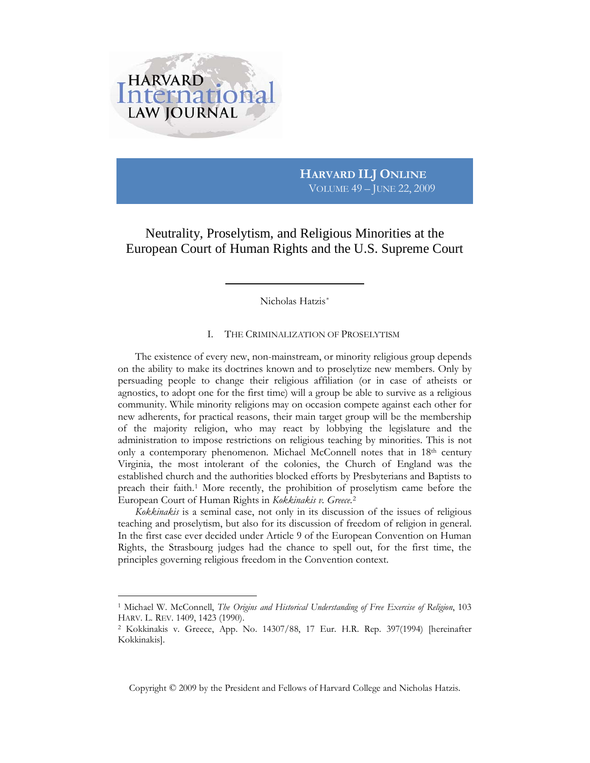# Neutrality, Proselytism, and Religious Minorities at the European Court of Human Rights and the U.S. Supreme Court

Nicholas Hatzis*

## I. The Criminalization of Proselytism

The existence of every new, non-mainstream, or minority religious group depends on the ability to make its doctrines known and to proselytize new members. Only by persuading people to change their religious affiliation (or in case of atheists or agnostics, to adopt one for the first time) will a group be able to survive as a religious community. While minority religions may on occasion compete against each other for new adherents, for practical reasons, their main target group will be the membership of the majority religion, who may react by lobbying the legislature and the administration to impose restrictions on religious teaching by minorities. This is not only a contemporary phenomenon. Michael McConnell notes that in 18th century Virginia, the most intolerant of the colonies, the Church of England was the established church and the authorities blocked efforts by Presbyterians and Baptists to preach their faith.[1] More recently, the prohibition of proselytism came before the European Court of Human Rights in *Kokkinakis v. Greece*.[2]

*Kokkinakis* is a seminal case, not only in its discussion of the issues of religious teaching and proselytism, but also for its discussion of freedom of religion in general. In the first case ever decided under Article 9 of the European Convention on Human Rights, the Strasbourg judges had the chance to spell out, for the first time, the principles governing religious freedom in the Convention context.

---

[1] Michael W. McConnell, *The Origins and Historical Understanding of Free Exercise of Religion*, 103 HARV. L. REV. 1409, 1423 (1990).

[2] Kokkinakis v. Greece, App. No. 14307/88, 17 Eur. H.R. Rep. 397(1994) [hereinafter Kokkinakis].

Copyright © 2009 by the President and Fellows of Harvard College and Nicholas Hatzis.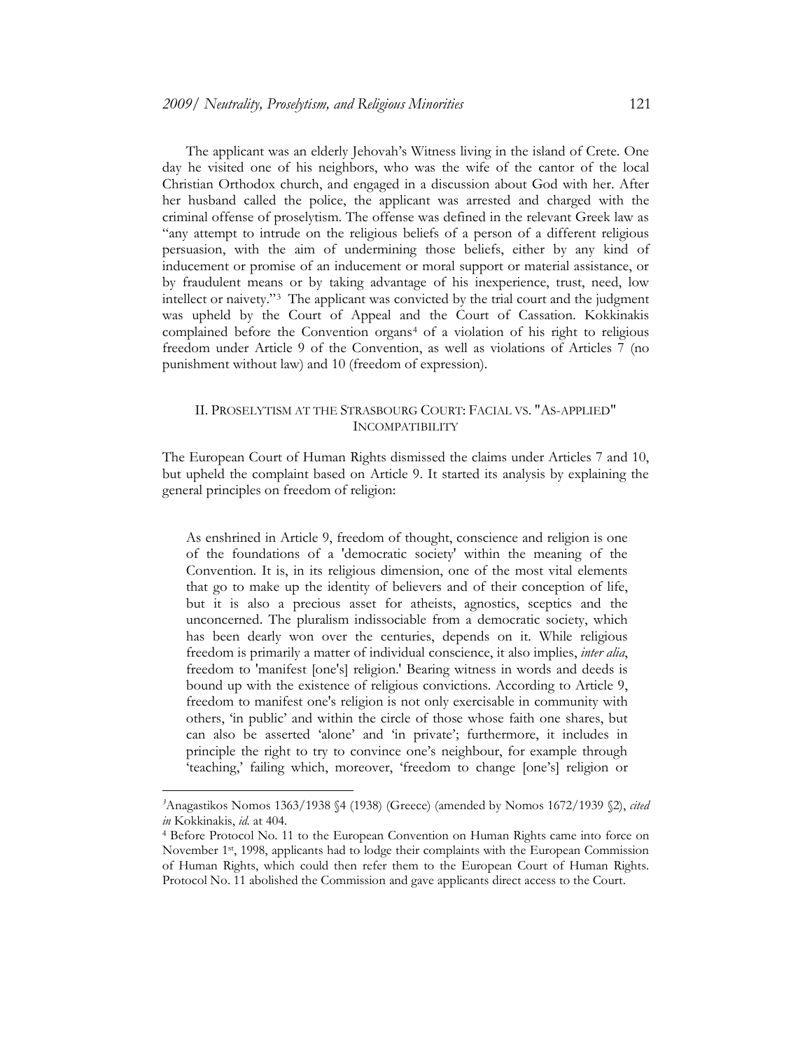The applicant was an elderly Jehovah's Witness living in the island of Crete. One day he visited one of his neighbors, who was the wife of the cantor of the local Christian Orthodox church, and engaged in a discussion about God with her. After her husband called the police, the applicant was arrested and charged with the criminal offense of proselytism. The offense was defined in the relevant Greek law as "any attempt to intrude on the religious beliefs of a person of a different religious persuasion, with the aim of undermining those beliefs, either by any kind of inducement or promise of an inducement or moral support or material assistance, or by fraudulent means or by taking advantage of his inexperience, trust, need, low intellect or naivety."[3] The applicant was convicted by the trial court and the judgment was upheld by the Court of Appeal and the Court of Cassation. Kokkinakis complained before the Convention organs[4] of a violation of his right to religious freedom under Article 9 of the Convention, as well as violations of Articles 7 (no punishment without law) and 10 (freedom of expression).

## II. PROSELYTISM AT THE STRASBOURG COURT: FACIAL VS. "AS-APPLIED" INCOMPATIBILITY

The European Court of Human Rights dismissed the claims under Articles 7 and 10, but upheld the complaint based on Article 9. It started its analysis by explaining the general principles on freedom of religion:

> As enshrined in Article 9, freedom of thought, conscience and religion is one of the foundations of a 'democratic society' within the meaning of the Convention. It is, in its religious dimension, one of the most vital elements that go to make up the identity of believers and of their conception of life, but it is also a precious asset for atheists, agnostics, sceptics and the unconcerned. The pluralism indissociable from a democratic society, which has been dearly won over the centuries, depends on it. While religious freedom is primarily a matter of individual conscience, it also implies, *inter alia*, freedom to 'manifest [one's] religion.' Bearing witness in words and deeds is bound up with the existence of religious convictions. According to Article 9, freedom to manifest one's religion is not only exercisable in community with others, 'in public' and within the circle of those whose faith one shares, but can also be asserted 'alone' and 'in private'; furthermore, it includes in principle the right to try to convince one's neighbour, for example through 'teaching,' failing which, moreover, 'freedom to change [one's] religion or

---

[3] Anagastikos Nomos 1363/1938 §4 (1938) (Greece) (amended by Nomos 1672/1939 §2), *cited in* Kokkinakis, *id.* at 404.

[4] Before Protocol No. 11 to the European Convention on Human Rights came into force on November 1st, 1998, applicants had to lodge their complaints with the European Commission of Human Rights, which could then refer them to the European Court of Human Rights. Protocol No. 11 abolished the Commission and gave applicants direct access to the Court.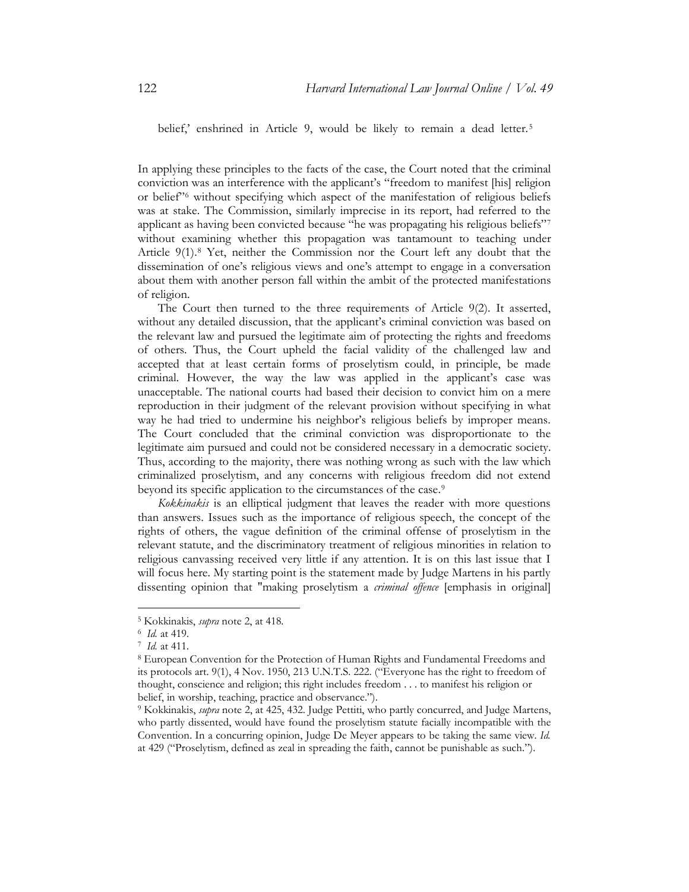belief,' enshrined in Article 9, would be likely to remain a dead letter.[5]

In applying these principles to the facts of the case, the Court noted that the criminal conviction was an interference with the applicant's "freedom to manifest [his] religion or belief"[6] without specifying which aspect of the manifestation of religious beliefs was at stake. The Commission, similarly imprecise in its report, had referred to the applicant as having been convicted because "he was propagating his religious beliefs"[7] without examining whether this propagation was tantamount to teaching under Article 9(1).[8] Yet, neither the Commission nor the Court left any doubt that the dissemination of one's religious views and one's attempt to engage in a conversation about them with another person fall within the ambit of the protected manifestations of religion.

The Court then turned to the three requirements of Article 9(2). It asserted, without any detailed discussion, that the applicant's criminal conviction was based on the relevant law and pursued the legitimate aim of protecting the rights and freedoms of others. Thus, the Court upheld the facial validity of the challenged law and accepted that at least certain forms of proselytism could, in principle, be made criminal. However, the way the law was applied in the applicant's case was unacceptable. The national courts had based their decision to convict him on a mere reproduction in their judgment of the relevant provision without specifying in what way he had tried to undermine his neighbor's religious beliefs by improper means. The Court concluded that the criminal conviction was disproportionate to the legitimate aim pursued and could not be considered necessary in a democratic society. Thus, according to the majority, there was nothing wrong as such with the law which criminalized proselytism, and any concerns with religious freedom did not extend beyond its specific application to the circumstances of the case.[9]

*Kokkinakis* is an elliptical judgment that leaves the reader with more questions than answers. Issues such as the importance of religious speech, the concept of the rights of others, the vague definition of the criminal offense of proselytism in the relevant statute, and the discriminatory treatment of religious minorities in relation to religious canvassing received very little if any attention. It is on this last issue that I will focus here. My starting point is the statement made by Judge Martens in his partly dissenting opinion that "making proselytism a *criminal offence* [emphasis in original]

---

[5] Kokkinakis, *supra* note 2, at 418.

[6] *Id.* at 419.

[7] *Id.* at 411.

[8] European Convention for the Protection of Human Rights and Fundamental Freedoms and its protocols art. 9(1), 4 Nov. 1950, 213 U.N.T.S. 222. ("Everyone has the right to freedom of thought, conscience and religion; this right includes freedom . . . to manifest his religion or belief, in worship, teaching, practice and observance.").

[9] Kokkinakis, *supra* note 2, at 425, 432. Judge Pettiti, who partly concurred, and Judge Martens, who partly dissented, would have found the proselytism statute facially incompatible with the Convention. In a concurring opinion, Judge De Meyer appears to be taking the same view. *Id.* at 429 ("Proselytism, defined as zeal in spreading the faith, cannot be punishable as such.").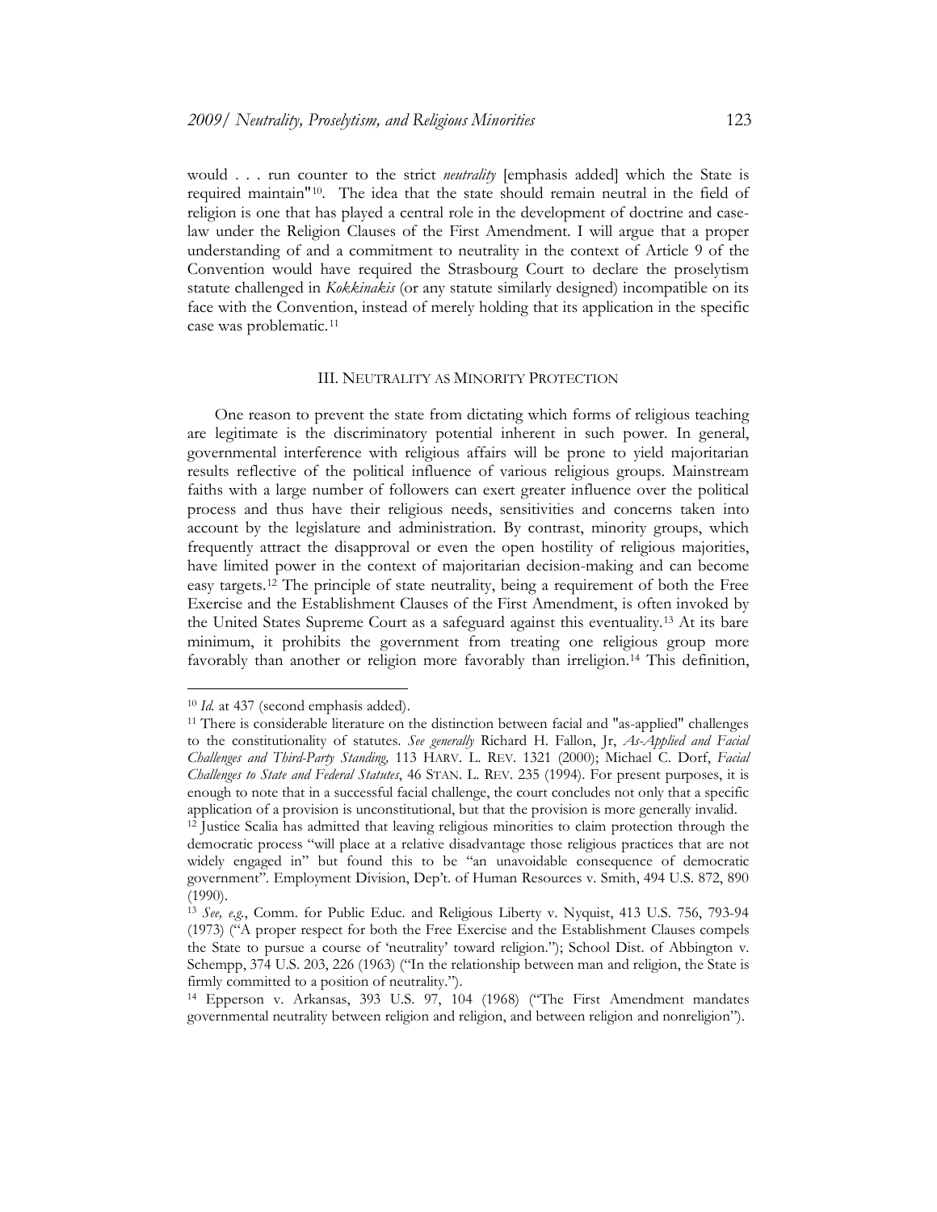would . . . run counter to the strict *neutrality* [emphasis added] which the State is required maintain"[10]. The idea that the state should remain neutral in the field of religion is one that has played a central role in the development of doctrine and case-law under the Religion Clauses of the First Amendment. I will argue that a proper understanding of and a commitment to neutrality in the context of Article 9 of the Convention would have required the Strasbourg Court to declare the proselytism statute challenged in *Kokkinakis* (or any statute similarly designed) incompatible on its face with the Convention, instead of merely holding that its application in the specific case was problematic.[11]

### III. NEUTRALITY AS MINORITY PROTECTION

One reason to prevent the state from dictating which forms of religious teaching are legitimate is the discriminatory potential inherent in such power. In general, governmental interference with religious affairs will be prone to yield majoritarian results reflective of the political influence of various religious groups. Mainstream faiths with a large number of followers can exert greater influence over the political process and thus have their religious needs, sensitivities and concerns taken into account by the legislature and administration. By contrast, minority groups, which frequently attract the disapproval or even the open hostility of religious majorities, have limited power in the context of majoritarian decision-making and can become easy targets.[12] The principle of state neutrality, being a requirement of both the Free Exercise and the Establishment Clauses of the First Amendment, is often invoked by the United States Supreme Court as a safeguard against this eventuality.[13] At its bare minimum, it prohibits the government from treating one religious group more favorably than another or religion more favorably than irreligion.[14] This definition,

---

[10] *Id.* at 437 (second emphasis added).

[11] There is considerable literature on the distinction between facial and "as-applied" challenges to the constitutionality of statutes. *See generally* Richard H. Fallon, Jr, *As-Applied and Facial Challenges and Third-Party Standing,* 113 HARV. L. REV. 1321 (2000); Michael C. Dorf, *Facial Challenges to State and Federal Statutes*, 46 STAN. L. REV. 235 (1994). For present purposes, it is enough to note that in a successful facial challenge, the court concludes not only that a specific application of a provision is unconstitutional, but that the provision is more generally invalid.

[12] Justice Scalia has admitted that leaving religious minorities to claim protection through the democratic process "will place at a relative disadvantage those religious practices that are not widely engaged in" but found this to be "an unavoidable consequence of democratic government". Employment Division, Dep't. of Human Resources v. Smith, 494 U.S. 872, 890 (1990).

[13] *See, e.g.*, Comm. for Public Educ. and Religious Liberty v. Nyquist, 413 U.S. 756, 793-94 (1973) ("A proper respect for both the Free Exercise and the Establishment Clauses compels the State to pursue a course of 'neutrality' toward religion."); School Dist. of Abbington v. Schempp, 374 U.S. 203, 226 (1963) ("In the relationship between man and religion, the State is firmly committed to a position of neutrality.").

[14] Epperson v. Arkansas, 393 U.S. 97, 104 (1968) ("The First Amendment mandates governmental neutrality between religion and religion, and between religion and nonreligion").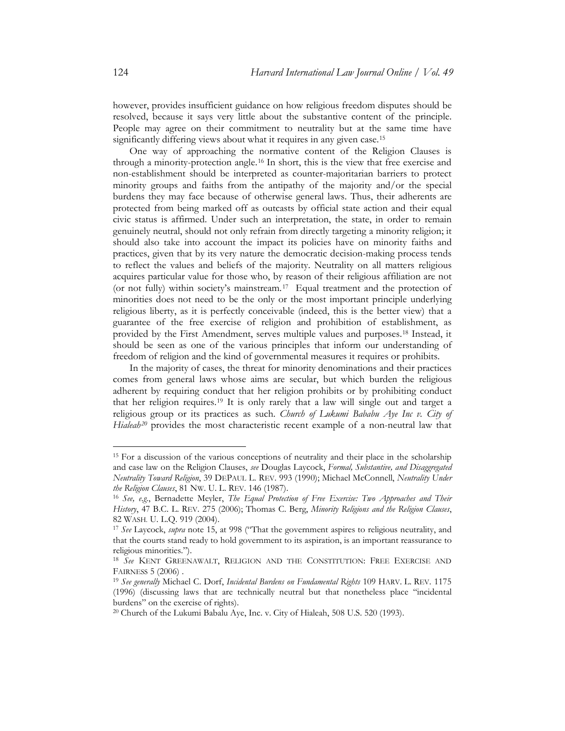however, provides insufficient guidance on how religious freedom disputes should be resolved, because it says very little about the substantive content of the principle. People may agree on their commitment to neutrality but at the same time have significantly differing views about what it requires in any given case.[15]

One way of approaching the normative content of the Religion Clauses is through a minority-protection angle.[16] In short, this is the view that free exercise and non-establishment should be interpreted as counter-majoritarian barriers to protect minority groups and faiths from the antipathy of the majority and/or the special burdens they may face because of otherwise general laws. Thus, their adherents are protected from being marked off as outcasts by official state action and their equal civic status is affirmed. Under such an interpretation, the state, in order to remain genuinely neutral, should not only refrain from directly targeting a minority religion; it should also take into account the impact its policies have on minority faiths and practices, given that by its very nature the democratic decision-making process tends to reflect the values and beliefs of the majority. Neutrality on all matters religious acquires particular value for those who, by reason of their religious affiliation are not (or not fully) within society's mainstream.[17] Equal treatment and the protection of minorities does not need to be the only or the most important principle underlying religious liberty, as it is perfectly conceivable (indeed, this is the better view) that a guarantee of the free exercise of religion and prohibition of establishment, as provided by the First Amendment, serves multiple values and purposes.[18] Instead, it should be seen as one of the various principles that inform our understanding of freedom of religion and the kind of governmental measures it requires or prohibits.

In the majority of cases, the threat for minority denominations and their practices comes from general laws whose aims are secular, but which burden the religious adherent by requiring conduct that her religion prohibits or by prohibiting conduct that her religion requires.[19] It is only rarely that a law will single out and target a religious group or its practices as such. *Church of Lukumi Bababu Aye Inc v. City of Hialeah*[20] provides the most characteristic recent example of a non-neutral law that

---

[15] For a discussion of the various conceptions of neutrality and their place in the scholarship and case law on the Religion Clauses, *see* Douglas Laycock, *Formal, Substantive, and Disaggregated Neutrality Toward Religion*, 39 DEPAUL L. REV. 993 (1990); Michael McConnell, *Neutrality Under the Religion Clauses*, 81 NW. U. L. REV. 146 (1987).

[16] *See, e.g.*, Bernadette Meyler, *The Equal Protection of Free Exercise: Two Approaches and Their History*, 47 B.C. L. REV. 275 (2006); Thomas C. Berg, *Minority Religions and the Religion Clauses*, 82 WASH. U. L.Q. 919 (2004).

[17] *See* Laycock, *supra* note 15, at 998 ("That the government aspires to religious neutrality, and that the courts stand ready to hold government to its aspiration, is an important reassurance to religious minorities.").

[18] *See* KENT GREENAWALT, RELIGION AND THE CONSTITUTION: FREE EXERCISE AND FAIRNESS 5 (2006) .

[19] *See generally* Michael C. Dorf, *Incidental Burdens on Fundamental Rights* 109 HARV. L. REV. 1175 (1996) (discussing laws that are technically neutral but that nonetheless place "incidental burdens" on the exercise of rights).

[20] Church of the Lukumi Babalu Aye, Inc. v. City of Hialeah, 508 U.S. 520 (1993).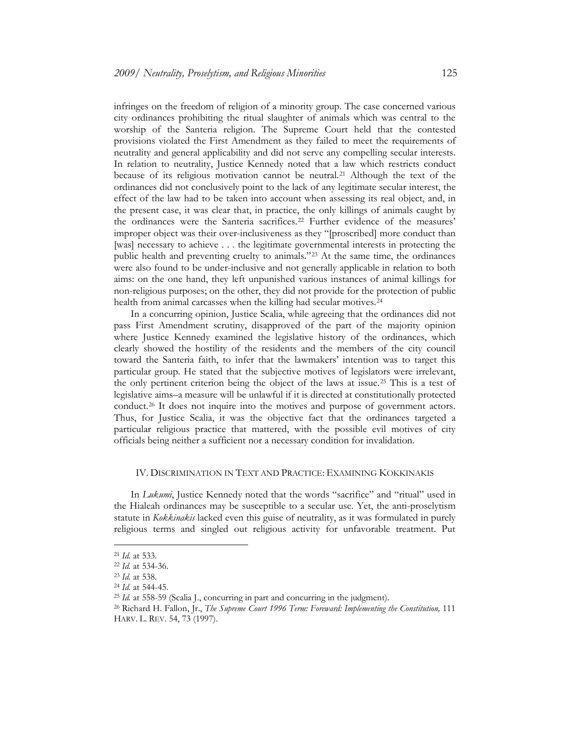infringes on the freedom of religion of a minority group. The case concerned various city ordinances prohibiting the ritual slaughter of animals which was central to the worship of the Santeria religion. The Supreme Court held that the contested provisions violated the First Amendment as they failed to meet the requirements of neutrality and general applicability and did not serve any compelling secular interests. In relation to neutrality, Justice Kennedy noted that a law which restricts conduct because of its religious motivation cannot be neutral.[21] Although the text of the ordinances did not conclusively point to the lack of any legitimate secular interest, the effect of the law had to be taken into account when assessing its real object, and, in the present case, it was clear that, in practice, the only killings of animals caught by the ordinances were the Santeria sacrifices.[22] Further evidence of the measures' improper object was their over-inclusiveness as they "[proscribed] more conduct than [was] necessary to achieve . . . the legitimate governmental interests in protecting the public health and preventing cruelty to animals."[23] At the same time, the ordinances were also found to be under-inclusive and not generally applicable in relation to both aims: on the one hand, they left unpunished various instances of animal killings for non-religious purposes; on the other, they did not provide for the protection of public health from animal carcasses when the killing had secular motives.[24]

In a concurring opinion, Justice Scalia, while agreeing that the ordinances did not pass First Amendment scrutiny, disapproved of the part of the majority opinion where Justice Kennedy examined the legislative history of the ordinances, which clearly showed the hostility of the residents and the members of the city council toward the Santeria faith, to infer that the lawmakers' intention was to target this particular group. He stated that the subjective motives of legislators were irrelevant, the only pertinent criterion being the object of the laws at issue.[25] This is a test of legislative aims–a measure will be unlawful if it is directed at constitutionally protected conduct.[26] It does not inquire into the motives and purpose of government actors. Thus, for Justice Scalia, it was the objective fact that the ordinances targeted a particular religious practice that mattered, with the possible evil motives of city officials being neither a sufficient nor a necessary condition for invalidation.

## IV. DISCRIMINATION IN TEXT AND PRACTICE: EXAMINING KOKKINAKIS

In *Lukumi*, Justice Kennedy noted that the words "sacrifice" and "ritual" used in the Hialeah ordinances may be susceptible to a secular use. Yet, the anti-proselytism statute in *Kokkinakis* lacked even this guise of neutrality, as it was formulated in purely religious terms and singled out religious activity for unfavorable treatment. Put

---

[21] *Id.* at 533.

[22] *Id.* at 534-36.

[23] *Id.* at 538.

[24] *Id.* at 544-45.

[25] *Id.* at 558-59 (Scalia J., concurring in part and concurring in the judgment).

[26] Richard H. Fallon, Jr., *The Supreme Court 1996 Term: Foreward: Implementing the Constitution,* 111 HARV. L. REV. 54, 73 (1997).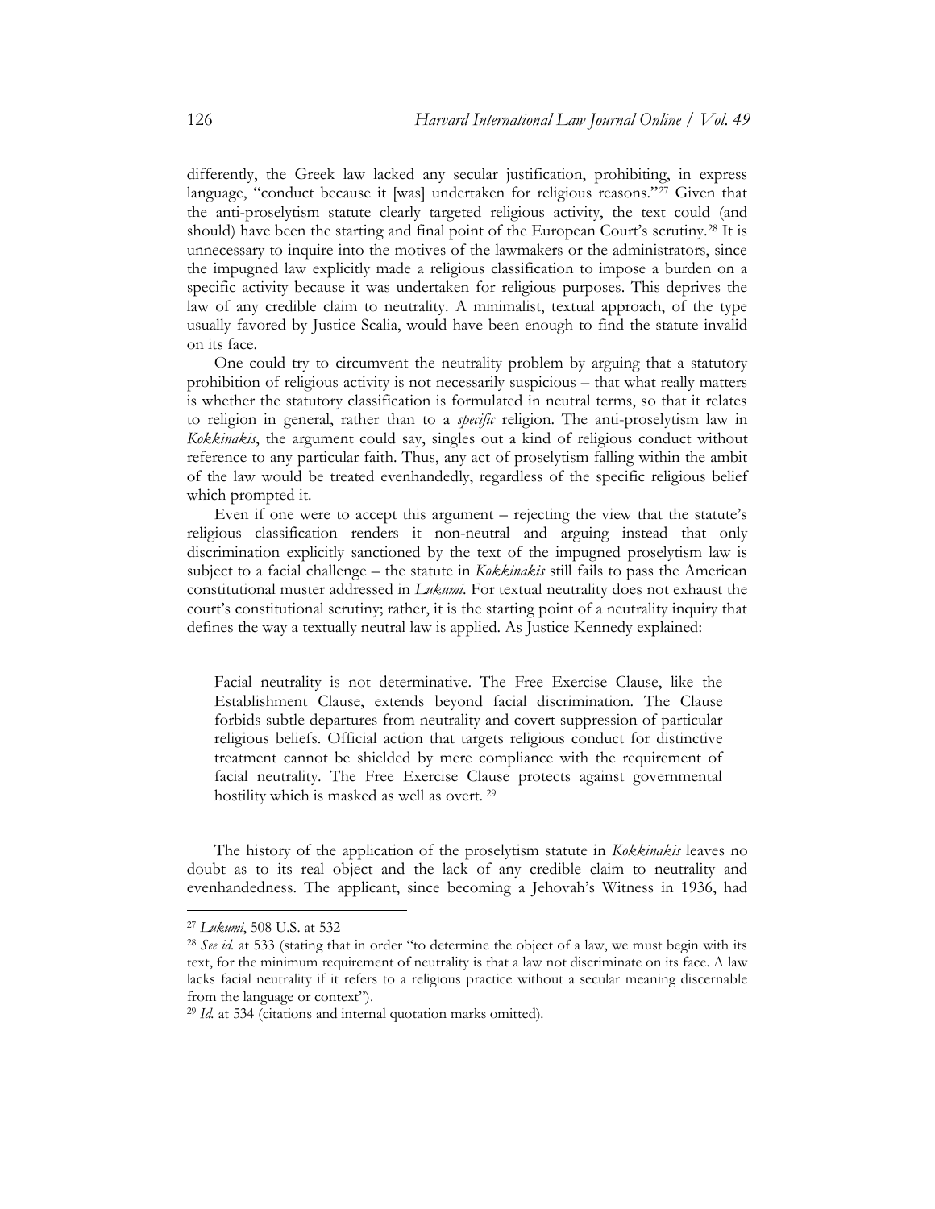differently, the Greek law lacked any secular justification, prohibiting, in express language, "conduct because it [was] undertaken for religious reasons."[27] Given that the anti-proselytism statute clearly targeted religious activity, the text could (and should) have been the starting and final point of the European Court's scrutiny.[28] It is unnecessary to inquire into the motives of the lawmakers or the administrators, since the impugned law explicitly made a religious classification to impose a burden on a specific activity because it was undertaken for religious purposes. This deprives the law of any credible claim to neutrality. A minimalist, textual approach, of the type usually favored by Justice Scalia, would have been enough to find the statute invalid on its face.

One could try to circumvent the neutrality problem by arguing that a statutory prohibition of religious activity is not necessarily suspicious – that what really matters is whether the statutory classification is formulated in neutral terms, so that it relates to religion in general, rather than to a *specific* religion. The anti-proselytism law in *Kokkinakis*, the argument could say, singles out a kind of religious conduct without reference to any particular faith. Thus, any act of proselytism falling within the ambit of the law would be treated evenhandedly, regardless of the specific religious belief which prompted it.

Even if one were to accept this argument – rejecting the view that the statute's religious classification renders it non-neutral and arguing instead that only discrimination explicitly sanctioned by the text of the impugned proselytism law is subject to a facial challenge – the statute in *Kokkinakis* still fails to pass the American constitutional muster addressed in *Lukumi*. For textual neutrality does not exhaust the court's constitutional scrutiny; rather, it is the starting point of a neutrality inquiry that defines the way a textually neutral law is applied. As Justice Kennedy explained:

> Facial neutrality is not determinative. The Free Exercise Clause, like the Establishment Clause, extends beyond facial discrimination. The Clause forbids subtle departures from neutrality and covert suppression of particular religious beliefs. Official action that targets religious conduct for distinctive treatment cannot be shielded by mere compliance with the requirement of facial neutrality. The Free Exercise Clause protects against governmental hostility which is masked as well as overt. [29]

The history of the application of the proselytism statute in *Kokkinakis* leaves no doubt as to its real object and the lack of any credible claim to neutrality and evenhandedness. The applicant, since becoming a Jehovah's Witness in 1936, had

---

[27] *Lukumi*, 508 U.S. at 532

[28] *See id.* at 533 (stating that in order "to determine the object of a law, we must begin with its text, for the minimum requirement of neutrality is that a law not discriminate on its face. A law lacks facial neutrality if it refers to a religious practice without a secular meaning discernable from the language or context").

[29] *Id.* at 534 (citations and internal quotation marks omitted).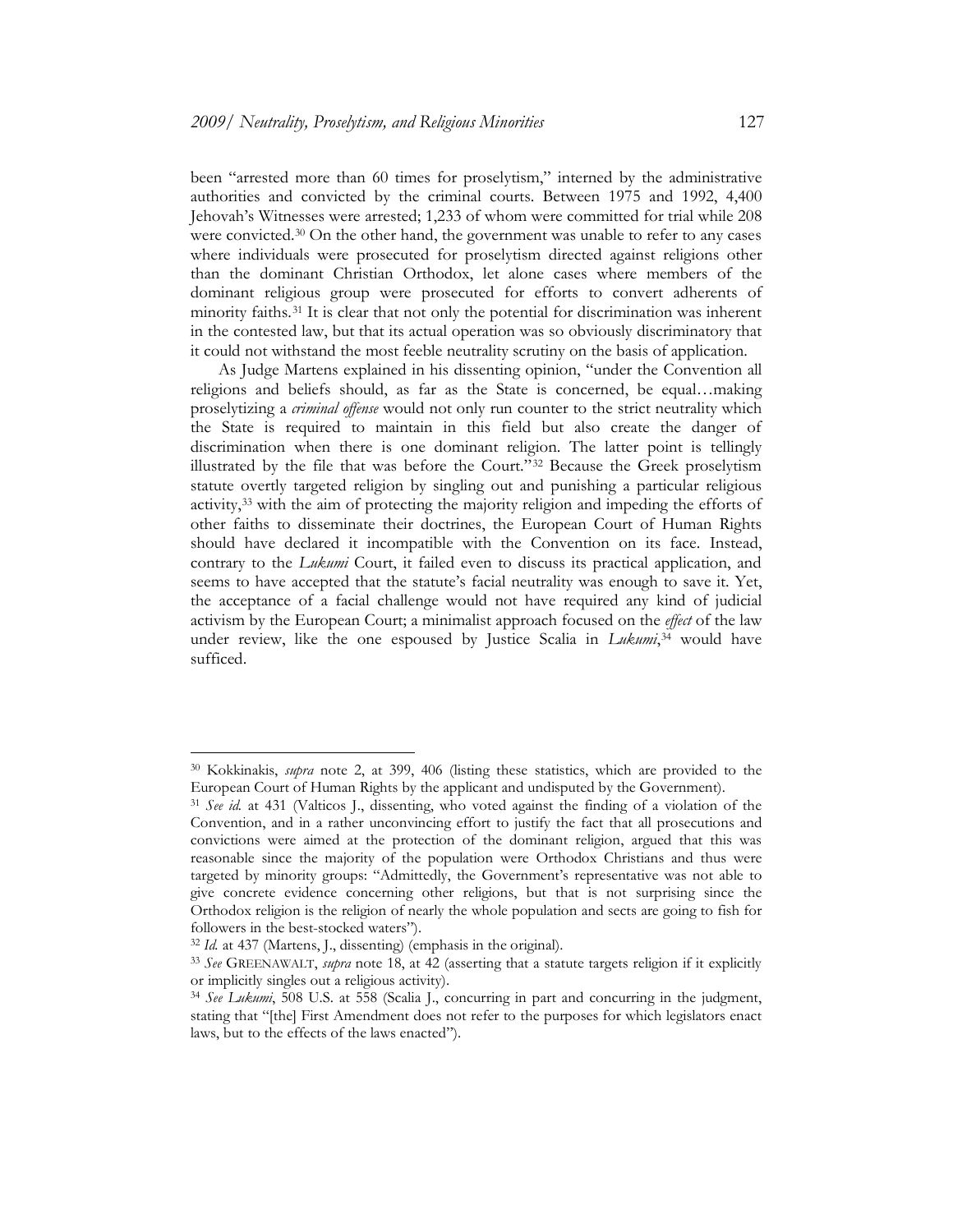been "arrested more than 60 times for proselytism," interned by the administrative authorities and convicted by the criminal courts. Between 1975 and 1992, 4,400 Jehovah's Witnesses were arrested; 1,233 of whom were committed for trial while 208 were convicted.[30] On the other hand, the government was unable to refer to any cases where individuals were prosecuted for proselytism directed against religions other than the dominant Christian Orthodox, let alone cases where members of the dominant religious group were prosecuted for efforts to convert adherents of minority faiths.[31] It is clear that not only the potential for discrimination was inherent in the contested law, but that its actual operation was so obviously discriminatory that it could not withstand the most feeble neutrality scrutiny on the basis of application.

As Judge Martens explained in his dissenting opinion, "under the Convention all religions and beliefs should, as far as the State is concerned, be equal…making proselytizing a *criminal offense* would not only run counter to the strict neutrality which the State is required to maintain in this field but also create the danger of discrimination when there is one dominant religion. The latter point is tellingly illustrated by the file that was before the Court."[32] Because the Greek proselytism statute overtly targeted religion by singling out and punishing a particular religious activity,[33] with the aim of protecting the majority religion and impeding the efforts of other faiths to disseminate their doctrines, the European Court of Human Rights should have declared it incompatible with the Convention on its face. Instead, contrary to the *Lukumi* Court, it failed even to discuss its practical application, and seems to have accepted that the statute's facial neutrality was enough to save it. Yet, the acceptance of a facial challenge would not have required any kind of judicial activism by the European Court; a minimalist approach focused on the *effect* of the law under review, like the one espoused by Justice Scalia in *Lukumi*,[34] would have sufficed.

---

[30] Kokkinakis, *supra* note 2, at 399, 406 (listing these statistics, which are provided to the European Court of Human Rights by the applicant and undisputed by the Government).

[31] *See id.* at 431 (Valticos J., dissenting, who voted against the finding of a violation of the Convention, and in a rather unconvincing effort to justify the fact that all prosecutions and convictions were aimed at the protection of the dominant religion, argued that this was reasonable since the majority of the population were Orthodox Christians and thus were targeted by minority groups: "Admittedly, the Government's representative was not able to give concrete evidence concerning other religions, but that is not surprising since the Orthodox religion is the religion of nearly the whole population and sects are going to fish for followers in the best-stocked waters").

[32] *Id.* at 437 (Martens, J., dissenting) (emphasis in the original).

[33] *See* GREENAWALT, *supra* note 18, at 42 (asserting that a statute targets religion if it explicitly or implicitly singles out a religious activity).

[34] *See Lukumi*, 508 U.S. at 558 (Scalia J., concurring in part and concurring in the judgment, stating that "[the] First Amendment does not refer to the purposes for which legislators enact laws, but to the effects of the laws enacted").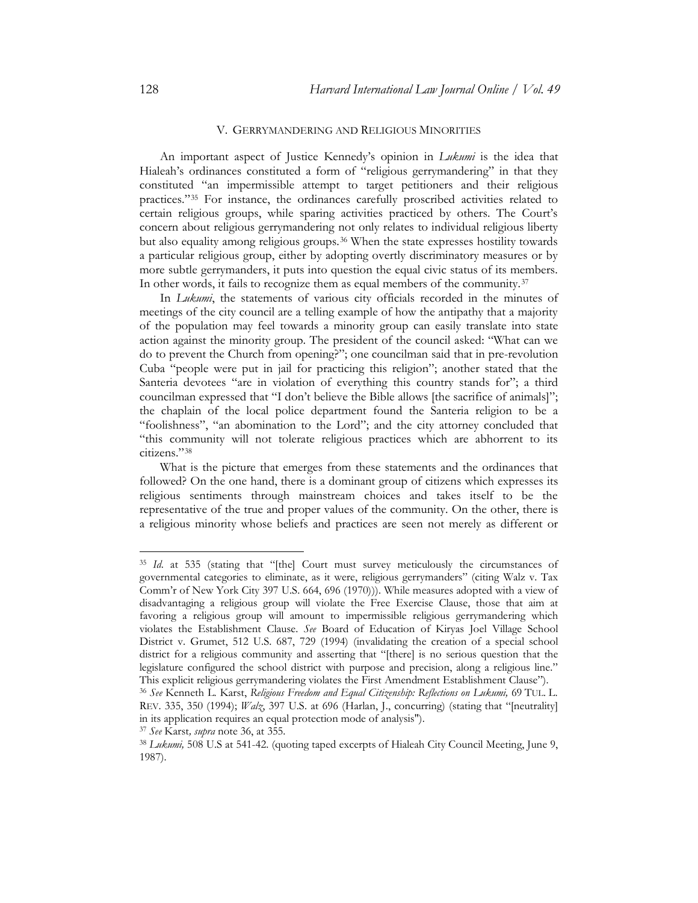## V. Gerrymandering and Religious Minorities

An important aspect of Justice Kennedy's opinion in *Lukumi* is the idea that Hialeah's ordinances constituted a form of "religious gerrymandering" in that they constituted "an impermissible attempt to target petitioners and their religious practices."[35] For instance, the ordinances carefully proscribed activities related to certain religious groups, while sparing activities practiced by others. The Court's concern about religious gerrymandering not only relates to individual religious liberty but also equality among religious groups.[36] When the state expresses hostility towards a particular religious group, either by adopting overtly discriminatory measures or by more subtle gerrymanders, it puts into question the equal civic status of its members. In other words, it fails to recognize them as equal members of the community.[37]

In *Lukumi*, the statements of various city officials recorded in the minutes of meetings of the city council are a telling example of how the antipathy that a majority of the population may feel towards a minority group can easily translate into state action against the minority group. The president of the council asked: "What can we do to prevent the Church from opening?"; one councilman said that in pre-revolution Cuba "people were put in jail for practicing this religion"; another stated that the Santeria devotees "are in violation of everything this country stands for"; a third councilman expressed that "I don't believe the Bible allows [the sacrifice of animals]"; the chaplain of the local police department found the Santeria religion to be a "foolishness", "an abomination to the Lord"; and the city attorney concluded that "this community will not tolerate religious practices which are abhorrent to its citizens."[38]

What is the picture that emerges from these statements and the ordinances that followed? On the one hand, there is a dominant group of citizens which expresses its religious sentiments through mainstream choices and takes itself to be the representative of the true and proper values of the community. On the other, there is a religious minority whose beliefs and practices are seen not merely as different or

---

[35] *Id.* at 535 (stating that "[the] Court must survey meticulously the circumstances of governmental categories to eliminate, as it were, religious gerrymanders" (citing Walz v. Tax Comm'r of New York City 397 U.S. 664, 696 (1970))). While measures adopted with a view of disadvantaging a religious group will violate the Free Exercise Clause, those that aim at favoring a religious group will amount to impermissible religious gerrymandering which violates the Establishment Clause. *See* Board of Education of Kiryas Joel Village School District v. Grumet, 512 U.S. 687, 729 (1994) (invalidating the creation of a special school district for a religious community and asserting that "[there] is no serious question that the legislature configured the school district with purpose and precision, along a religious line." This explicit religious gerrymandering violates the First Amendment Establishment Clause").

[36] *See* Kenneth L. Karst, *Religious Freedom and Equal Citizenship: Reflections on Lukumi,* 69 TUL. L. REV. 335, 350 (1994); *Walz*, 397 U.S. at 696 (Harlan, J., concurring) (stating that "[neutrality] in its application requires an equal protection mode of analysis").

[37] *See* Karst*, supra* note 36, at 355.

[38] *Lukumi,* 508 U.S at 541-42. (quoting taped excerpts of Hialeah City Council Meeting, June 9, 1987).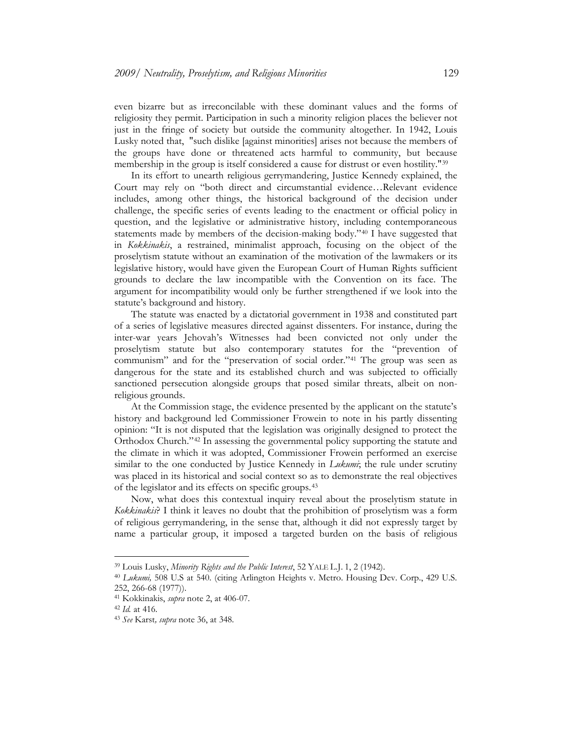even bizarre but as irreconcilable with these dominant values and the forms of religiosity they permit. Participation in such a minority religion places the believer not just in the fringe of society but outside the community altogether. In 1942, Louis Lusky noted that, "such dislike [against minorities] arises not because the members of the groups have done or threatened acts harmful to community, but because membership in the group is itself considered a cause for distrust or even hostility."[39]

In its effort to unearth religious gerrymandering, Justice Kennedy explained, the Court may rely on "both direct and circumstantial evidence…Relevant evidence includes, among other things, the historical background of the decision under challenge, the specific series of events leading to the enactment or official policy in question, and the legislative or administrative history, including contemporaneous statements made by members of the decision-making body."[40] I have suggested that in *Kokkinakis*, a restrained, minimalist approach, focusing on the object of the proselytism statute without an examination of the motivation of the lawmakers or its legislative history, would have given the European Court of Human Rights sufficient grounds to declare the law incompatible with the Convention on its face. The argument for incompatibility would only be further strengthened if we look into the statute's background and history.

The statute was enacted by a dictatorial government in 1938 and constituted part of a series of legislative measures directed against dissenters. For instance, during the inter-war years Jehovah's Witnesses had been convicted not only under the proselytism statute but also contemporary statutes for the "prevention of communism" and for the "preservation of social order."[41] The group was seen as dangerous for the state and its established church and was subjected to officially sanctioned persecution alongside groups that posed similar threats, albeit on non-religious grounds.

At the Commission stage, the evidence presented by the applicant on the statute's history and background led Commissioner Frowein to note in his partly dissenting opinion: "It is not disputed that the legislation was originally designed to protect the Orthodox Church."[42] In assessing the governmental policy supporting the statute and the climate in which it was adopted, Commissioner Frowein performed an exercise similar to the one conducted by Justice Kennedy in *Lukumi*; the rule under scrutiny was placed in its historical and social context so as to demonstrate the real objectives of the legislator and its effects on specific groups.[43]

Now, what does this contextual inquiry reveal about the proselytism statute in *Kokkinakis*? I think it leaves no doubt that the prohibition of proselytism was a form of religious gerrymandering, in the sense that, although it did not expressly target by name a particular group, it imposed a targeted burden on the basis of religious

---

[39] Louis Lusky, *Minority Rights and the Public Interest*, 52 YALE L.J. 1, 2 (1942).

[40] *Lukumi,* 508 U.S at 540. (citing Arlington Heights v. Metro. Housing Dev. Corp., 429 U.S. 252, 266-68 (1977)).

[41] Kokkinakis, *supra* note 2, at 406-07.

[42] *Id.* at 416.

[43] *See* Karst*, supra* note 36, at 348.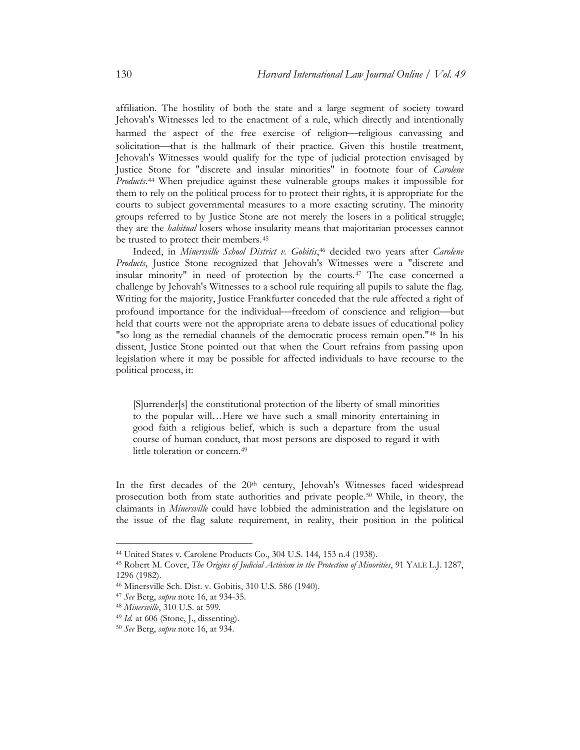affiliation. The hostility of both the state and a large segment of society toward Jehovah's Witnesses led to the enactment of a rule, which directly and intentionally harmed the aspect of the free exercise of religion—religious canvassing and solicitation—that is the hallmark of their practice. Given this hostile treatment, Jehovah's Witnesses would qualify for the type of judicial protection envisaged by Justice Stone for "discrete and insular minorities" in footnote four of *Carolene Products*.[44] When prejudice against these vulnerable groups makes it impossible for them to rely on the political process for to protect their rights, it is appropriate for the courts to subject governmental measures to a more exacting scrutiny. The minority groups referred to by Justice Stone are not merely the losers in a political struggle; they are the *habitual* losers whose insularity means that majoritarian processes cannot be trusted to protect their members.[45]

Indeed, in *Minersville School District v. Gobitis*,[46] decided two years after *Carolene Products*, Justice Stone recognized that Jehovah's Witnesses were a "discrete and insular minority" in need of protection by the courts.[47] The case concerned a challenge by Jehovah's Witnesses to a school rule requiring all pupils to salute the flag. Writing for the majority, Justice Frankfurter conceded that the rule affected a right of profound importance for the individual—freedom of conscience and religion—but held that courts were not the appropriate arena to debate issues of educational policy "so long as the remedial channels of the democratic process remain open."[48] In his dissent, Justice Stone pointed out that when the Court refrains from passing upon legislation where it may be possible for affected individuals to have recourse to the political process, it:

> [S]urrender[s] the constitutional protection of the liberty of small minorities to the popular will…Here we have such a small minority entertaining in good faith a religious belief, which is such a departure from the usual course of human conduct, that most persons are disposed to regard it with little toleration or concern.[49]

In the first decades of the 20th century, Jehovah's Witnesses faced widespread prosecution both from state authorities and private people.[50] While, in theory, the claimants in *Minersville* could have lobbied the administration and the legislature on the issue of the flag salute requirement, in reality, their position in the political

---

[44] United States v. Carolene Products Co., 304 U.S. 144, 153 n.4 (1938).

[45] Robert M. Cover, *The Origins of Judicial Activism in the Protection of Minorities*, 91 YALE L.J. 1287, 1296 (1982).

[46] Minersville Sch. Dist. v. Gobitis, 310 U.S. 586 (1940).

[47] *See* Berg, *supra* note 16, at 934-35.

[48] *Minersville*, 310 U.S. at 599.

[49] *Id.* at 606 (Stone, J., dissenting).

[50] *See* Berg, *supra* note 16, at 934.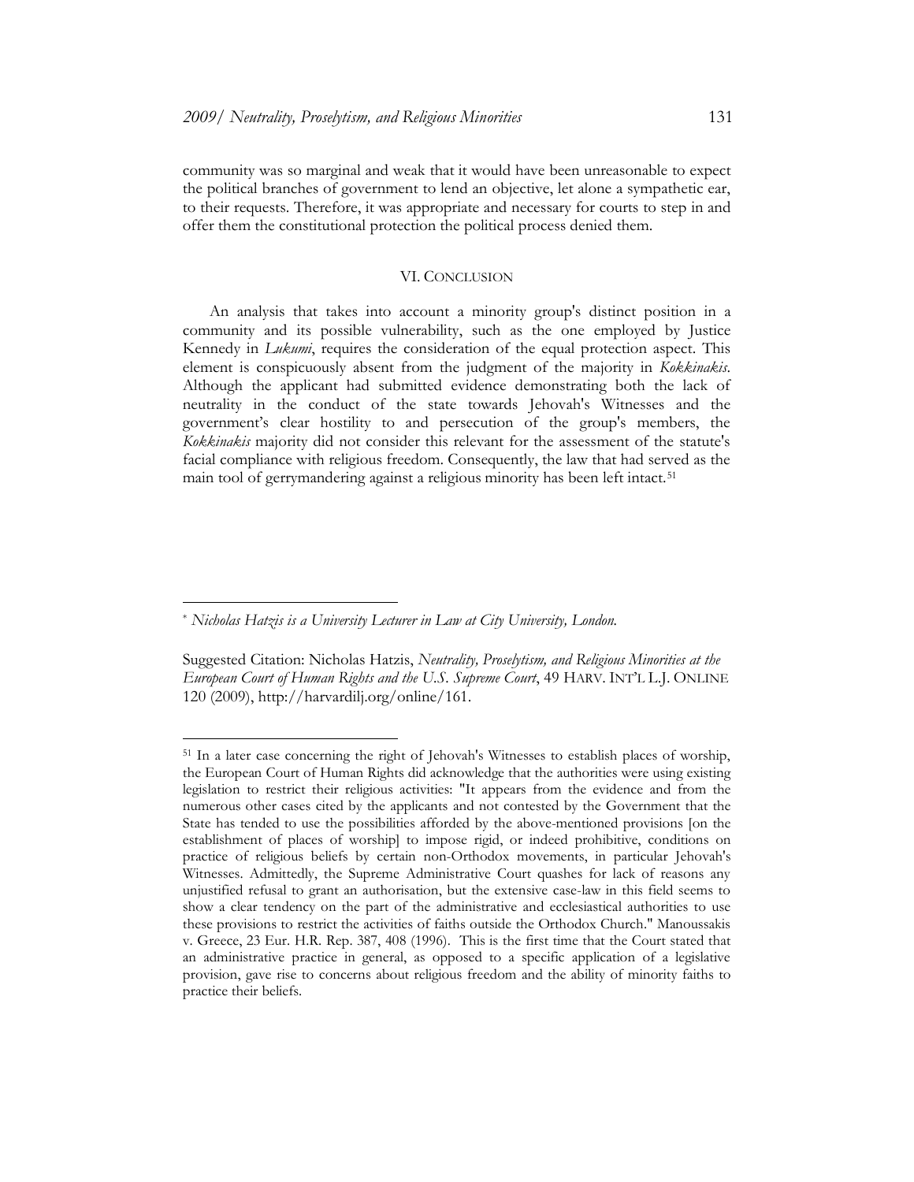community was so marginal and weak that it would have been unreasonable to expect the political branches of government to lend an objective, let alone a sympathetic ear, to their requests. Therefore, it was appropriate and necessary for courts to step in and offer them the constitutional protection the political process denied them.

## VI. CONCLUSION

An analysis that takes into account a minority group's distinct position in a community and its possible vulnerability, such as the one employed by Justice Kennedy in *Lukumi*, requires the consideration of the equal protection aspect. This element is conspicuously absent from the judgment of the majority in *Kokkinakis*. Although the applicant had submitted evidence demonstrating both the lack of neutrality in the conduct of the state towards Jehovah's Witnesses and the government's clear hostility to and persecution of the group's members, the *Kokkinakis* majority did not consider this relevant for the assessment of the statute's facial compliance with religious freedom. Consequently, the law that had served as the main tool of gerrymandering against a religious minority has been left intact.[51]

---

[*] *Nicholas Hatzis is a University Lecturer in Law at City University, London.*

Suggested Citation: Nicholas Hatzis, *Neutrality, Proselytism, and Religious Minorities at the European Court of Human Rights and the U.S. Supreme Court*, 49 HARV. INT'L L.J. ONLINE 120 (2009), http://harvardilj.org/online/161.

---

[51] In a later case concerning the right of Jehovah's Witnesses to establish places of worship, the European Court of Human Rights did acknowledge that the authorities were using existing legislation to restrict their religious activities: "It appears from the evidence and from the numerous other cases cited by the applicants and not contested by the Government that the State has tended to use the possibilities afforded by the above-mentioned provisions [on the establishment of places of worship] to impose rigid, or indeed prohibitive, conditions on practice of religious beliefs by certain non-Orthodox movements, in particular Jehovah's Witnesses. Admittedly, the Supreme Administrative Court quashes for lack of reasons any unjustified refusal to grant an authorisation, but the extensive case-law in this field seems to show a clear tendency on the part of the administrative and ecclesiastical authorities to use these provisions to restrict the activities of faiths outside the Orthodox Church." Manoussakis v. Greece, 23 Eur. H.R. Rep. 387, 408 (1996). This is the first time that the Court stated that an administrative practice in general, as opposed to a specific application of a legislative provision, gave rise to concerns about religious freedom and the ability of minority faiths to practice their beliefs.